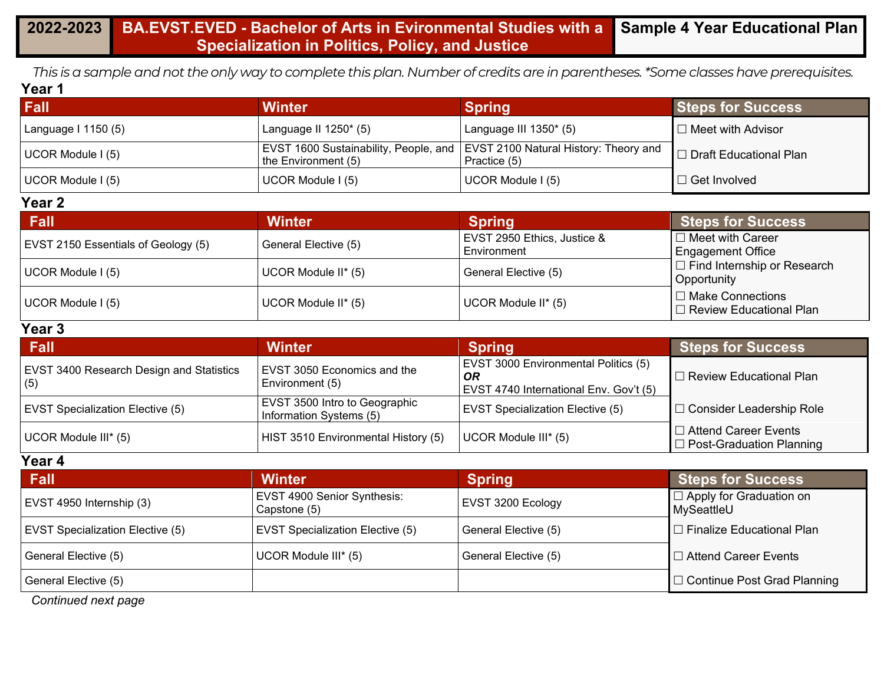# 2022-2023 | BA.EVST.EVED - Bachelor of Arts in Evironmental Studies with a Specialization in Politics, Policy, and Justice | Sample 4 Year Educational Plan

*This is a sample and not the only way to complete this plan. Number of credits are in parentheses. *Some classes have prerequisites.*

## Year 1

| Fall | Winter | Spring | Steps for Success |
|---|---|---|---|
| Language I 1150 (5) | Language II 1250* (5) | Language III 1350* (5) | ☐ Meet with Advisor |
| UCOR Module I (5) | EVST 1600 Sustainability, People, and the Environment (5) | EVST 2100 Natural History: Theory and Practice (5) | ☐ Draft Educational Plan |
| UCOR Module I (5) | UCOR Module I (5) | UCOR Module I (5) | ☐ Get Involved |

## Year 2

| Fall | Winter | Spring | Steps for Success |
|---|---|---|---|
| EVST 2150 Essentials of Geology (5) | General Elective (5) | EVST 2950 Ethics, Justice & Environment | ☐ Meet with Career Engagement Office |
| UCOR Module I (5) | UCOR Module II* (5) | General Elective (5) | ☐ Find Internship or Research Opportunity |
| UCOR Module I (5) | UCOR Module II* (5) | UCOR Module II* (5) | ☐ Make Connections<br>☐ Review Educational Plan |

## Year 3

| Fall | Winter | Spring | Steps for Success |
|---|---|---|---|
| EVST 3400 Research Design and Statistics (5) | EVST 3050 Economics and the Environment (5) | EVST 3000 Environmental Politics (5) ***OR*** EVST 4740 International Env. Gov't (5) | ☐ Review Educational Plan |
| EVST Specialization Elective (5) | EVST 3500 Intro to Geographic Information Systems (5) | EVST Specialization Elective (5) | ☐ Consider Leadership Role |
| UCOR Module III* (5) | HIST 3510 Environmental History (5) | UCOR Module III* (5) | ☐ Attend Career Events<br>☐ Post-Graduation Planning |

## Year 4

| Fall | Winter | Spring | Steps for Success |
|---|---|---|---|
| EVST 4950 Internship (3) | EVST 4900 Senior Synthesis: Capstone (5) | EVST 3200 Ecology | ☐ Apply for Graduation on MySeattleU |
| EVST Specialization Elective (5) | EVST Specialization Elective (5) | General Elective (5) | ☐ Finalize Educational Plan |
| General Elective (5) | UCOR Module III* (5) | General Elective (5) | ☐ Attend Career Events |
| General Elective (5) | | | ☐ Continue Post Grad Planning |

*Continued next page*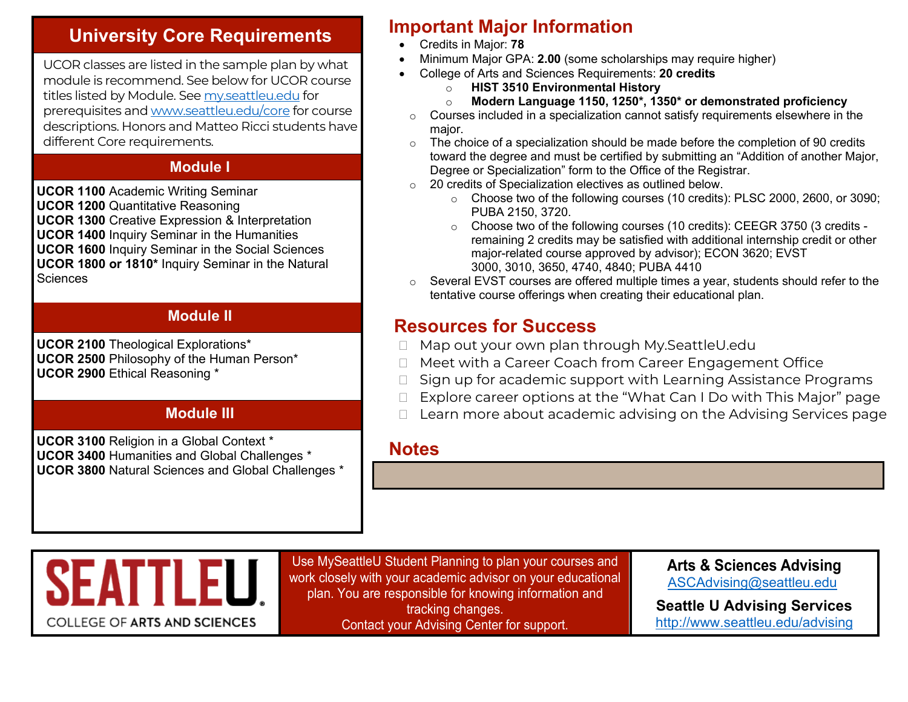## University Core Requirements

UCOR classes are listed in the sample plan by what module is recommend. See below for UCOR course titles listed by Module. See my.seattleu.edu for prerequisites and www.seattleu.edu/core for course descriptions. Honors and Matteo Ricci students have different Core requirements.

### Module I

**UCOR 1100** Academic Writing Seminar
**UCOR 1200** Quantitative Reasoning
**UCOR 1300** Creative Expression & Interpretation
**UCOR 1400** Inquiry Seminar in the Humanities
**UCOR 1600** Inquiry Seminar in the Social Sciences
**UCOR 1800 or 1810*** Inquiry Seminar in the Natural Sciences

### Module II

**UCOR 2100** Theological Explorations*
**UCOR 2500** Philosophy of the Human Person*
**UCOR 2900** Ethical Reasoning *

### Module III

**UCOR 3100** Religion in a Global Context *
**UCOR 3400** Humanities and Global Challenges *
**UCOR 3800** Natural Sciences and Global Challenges *

## Important Major Information

- Credits in Major: **78**
- Minimum Major GPA: **2.00** (some scholarships may require higher)
- College of Arts and Sciences Requirements: **20 credits**
  - **HIST 3510 Environmental History**
  - **Modern Language 1150, 1250*, 1350* or demonstrated proficiency**
- Courses included in a specialization cannot satisfy requirements elsewhere in the major.
- The choice of a specialization should be made before the completion of 90 credits toward the degree and must be certified by submitting an "Addition of another Major, Degree or Specialization" form to the Office of the Registrar.
- 20 credits of Specialization electives as outlined below.
  - Choose two of the following courses (10 credits): PLSC 2000, 2600, or 3090; PUBA 2150, 3720.
  - Choose two of the following courses (10 credits): CEEGR 3750 (3 credits - remaining 2 credits may be satisfied with additional internship credit or other major-related course approved by advisor); ECON 3620; EVST 3000, 3010, 3650, 4740, 4840; PUBA 4410
- Several EVST courses are offered multiple times a year, students should refer to the tentative course offerings when creating their educational plan.

## Resources for Success

- ☐ Map out your own plan through My.SeattleU.edu
- ☐ Meet with a Career Coach from Career Engagement Office
- ☐ Sign up for academic support with Learning Assistance Programs
- ☐ Explore career options at the "What Can I Do with This Major" page
- ☐ Learn more about academic advising on the Advising Services page

## Notes

SEATTLEU COLLEGE OF ARTS AND SCIENCES

Use MySeattleU Student Planning to plan your courses and work closely with your academic advisor on your educational plan. You are responsible for knowing information and tracking changes.
Contact your Advising Center for support.

**Arts & Sciences Advising**
ASCAdvising@seattleu.edu

**Seattle U Advising Services**
http://www.seattleu.edu/advising